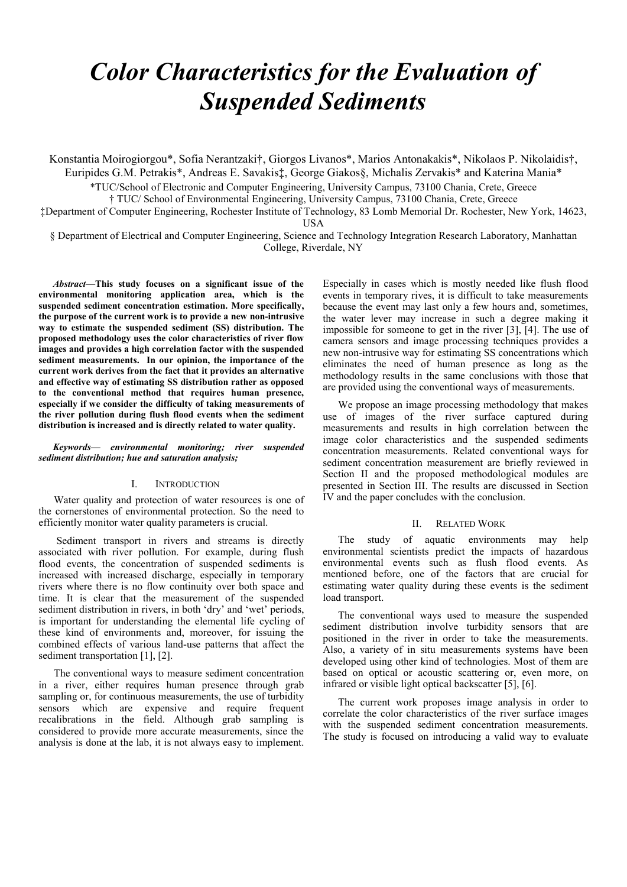# *Color Characteristics for the Evaluation of Suspended Sediments*

Konstantia Moirogiorgou*, Sofia Nerantzaki†, Giorgos Livanos*, Marios Antonakakis*, Nikolaos P. Nikolaidis†, Euripides G.M. Petrakis*, Andreas E. Savakis‡, George Giakos§, Michalis Zervakis* and Katerina Mania*

*TUC/School of Electronic and Computer Engineering, University Campus, 73100 Chania, Crete, Greece

† TUC/ School of Environmental Engineering, University Campus, 73100 Chania, Crete, Greece

‡Department of Computer Engineering, Rochester Institute of Technology, 83 Lomb Memorial Dr. Rochester, New York, 14623, USA

§ Department of Electrical and Computer Engineering, Science and Technology Integration Research Laboratory, Manhattan College, Riverdale, NY

***Abstract*—This study focuses on a significant issue of the environmental monitoring application area, which is the suspended sediment concentration estimation. More specifically, the purpose of the current work is to provide a new non-intrusive way to estimate the suspended sediment (SS) distribution. The proposed methodology uses the color characteristics of river flow images and provides a high correlation factor with the suspended sediment measurements. In our opinion, the importance of the current work derives from the fact that it provides an alternative and effective way of estimating SS distribution rather as opposed to the conventional method that requires human presence, especially if we consider the difficulty of taking measurements of the river pollution during flush flood events when the sediment distribution is increased and is directly related to water quality.**

***Keywords— environmental monitoring; river suspended sediment distribution; hue and saturation analysis;***

## I. Introduction

Water quality and protection of water resources is one of the cornerstones of environmental protection. So the need to efficiently monitor water quality parameters is crucial.

Sediment transport in rivers and streams is directly associated with river pollution. For example, during flush flood events, the concentration of suspended sediments is increased with increased discharge, especially in temporary rivers where there is no flow continuity over both space and time. It is clear that the measurement of the suspended sediment distribution in rivers, in both 'dry' and 'wet' periods, is important for understanding the elemental life cycling of these kind of environments and, moreover, for issuing the combined effects of various land-use patterns that affect the sediment transportation [1], [2].

The conventional ways to measure sediment concentration in a river, either requires human presence through grab sampling or, for continuous measurements, the use of turbidity sensors which are expensive and require frequent recalibrations in the field. Although grab sampling is considered to provide more accurate measurements, since the analysis is done at the lab, it is not always easy to implement. Especially in cases which is mostly needed like flush flood events in temporary rives, it is difficult to take measurements because the event may last only a few hours and, sometimes, the water lever may increase in such a degree making it impossible for someone to get in the river [3], [4]. The use of camera sensors and image processing techniques provides a new non-intrusive way for estimating SS concentrations which eliminates the need of human presence as long as the methodology results in the same conclusions with those that are provided using the conventional ways of measurements.

We propose an image processing methodology that makes use of images of the river surface captured during measurements and results in high correlation between the image color characteristics and the suspended sediments concentration measurements. Related conventional ways for sediment concentration measurement are briefly reviewed in Section II and the proposed methodological modules are presented in Section III. The results are discussed in Section IV and the paper concludes with the conclusion.

## II. Related Work

The study of aquatic environments may help environmental scientists predict the impacts of hazardous environmental events such as flush flood events. As mentioned before, one of the factors that are crucial for estimating water quality during these events is the sediment load transport.

The conventional ways used to measure the suspended sediment distribution involve turbidity sensors that are positioned in the river in order to take the measurements. Also, a variety of in situ measurements systems have been developed using other kind of technologies. Most of them are based on optical or acoustic scattering or, even more, on infrared or visible light optical backscatter [5], [6].

The current work proposes image analysis in order to correlate the color characteristics of the river surface images with the suspended sediment concentration measurements. The study is focused on introducing a valid way to evaluate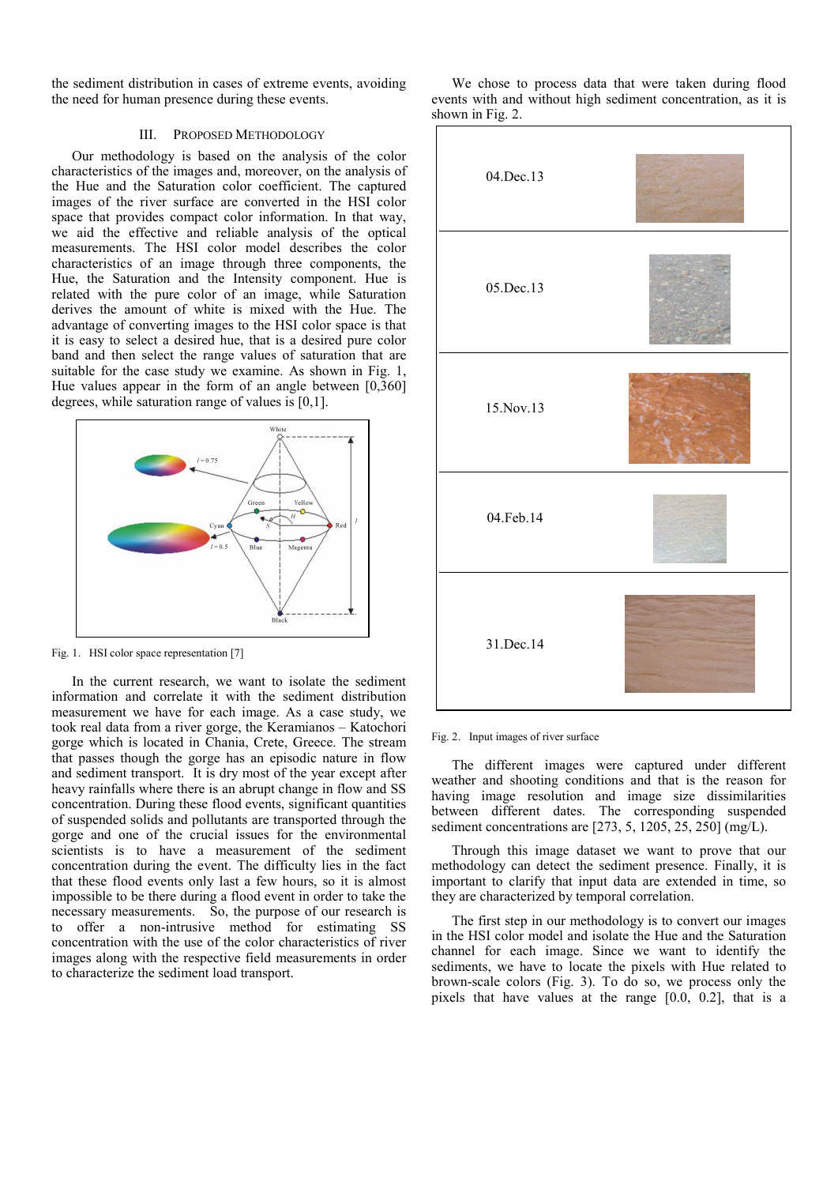the sediment distribution in cases of extreme events, avoiding the need for human presence during these events.

## III. Proposed Methodology

Our methodology is based on the analysis of the color characteristics of the images and, moreover, on the analysis of the Hue and the Saturation color coefficient. The captured images of the river surface are converted in the HSI color space that provides compact color information. In that way, we aid the effective and reliable analysis of the optical measurements. The HSI color model describes the color characteristics of an image through three components, the Hue, the Saturation and the Intensity component. Hue is related with the pure color of an image, while Saturation derives the amount of white is mixed with the Hue. The advantage of converting images to the HSI color space is that it is easy to select a desired hue, that is a desired pure color band and then select the range values of saturation that are suitable for the case study we examine. As shown in Fig. 1, Hue values appear in the form of an angle between [0,360] degrees, while saturation range of values is [0,1].

White
I = 0.75
Green
Yellow
Cyan
S
H
Red
I
I = 0.5
Blue
Magenta
Black

Fig. 1. HSI color space representation [7]

In the current research, we want to isolate the sediment information and correlate it with the sediment distribution measurement we have for each image. As a case study, we took real data from a river gorge, the Keramianos – Katochori gorge which is located in Chania, Crete, Greece. The stream that passes though the gorge has an episodic nature in flow and sediment transport. It is dry most of the year except after heavy rainfalls where there is an abrupt change in flow and SS concentration. During these flood events, significant quantities of suspended solids and pollutants are transported through the gorge and one of the crucial issues for the environmental scientists is to have a measurement of the sediment concentration during the event. The difficulty lies in the fact that these flood events only last a few hours, so it is almost impossible to be there during a flood event in order to take the necessary measurements. So, the purpose of our research is to offer a non-intrusive method for estimating SS concentration with the use of the color characteristics of river images along with the respective field measurements in order to characterize the sediment load transport.

We chose to process data that were taken during flood events with and without high sediment concentration, as it is shown in Fig. 2.

| | |
|---|---|
| 04.Dec.13 | |
| 05.Dec.13 | |
| 15.Nov.13 | |
| 04.Feb.14 | |
| 31.Dec.14 | |

Fig. 2. Input images of river surface

The different images were captured under different weather and shooting conditions and that is the reason for having image resolution and image size dissimilarities between different dates. The corresponding suspended sediment concentrations are [273, 5, 1205, 25, 250] (mg/L).

Through this image dataset we want to prove that our methodology can detect the sediment presence. Finally, it is important to clarify that input data are extended in time, so they are characterized by temporal correlation.

The first step in our methodology is to convert our images in the HSI color model and isolate the Hue and the Saturation channel for each image. Since we want to identify the sediments, we have to locate the pixels with Hue related to brown-scale colors (Fig. 3). To do so, we process only the pixels that have values at the range [0.0, 0.2], that is a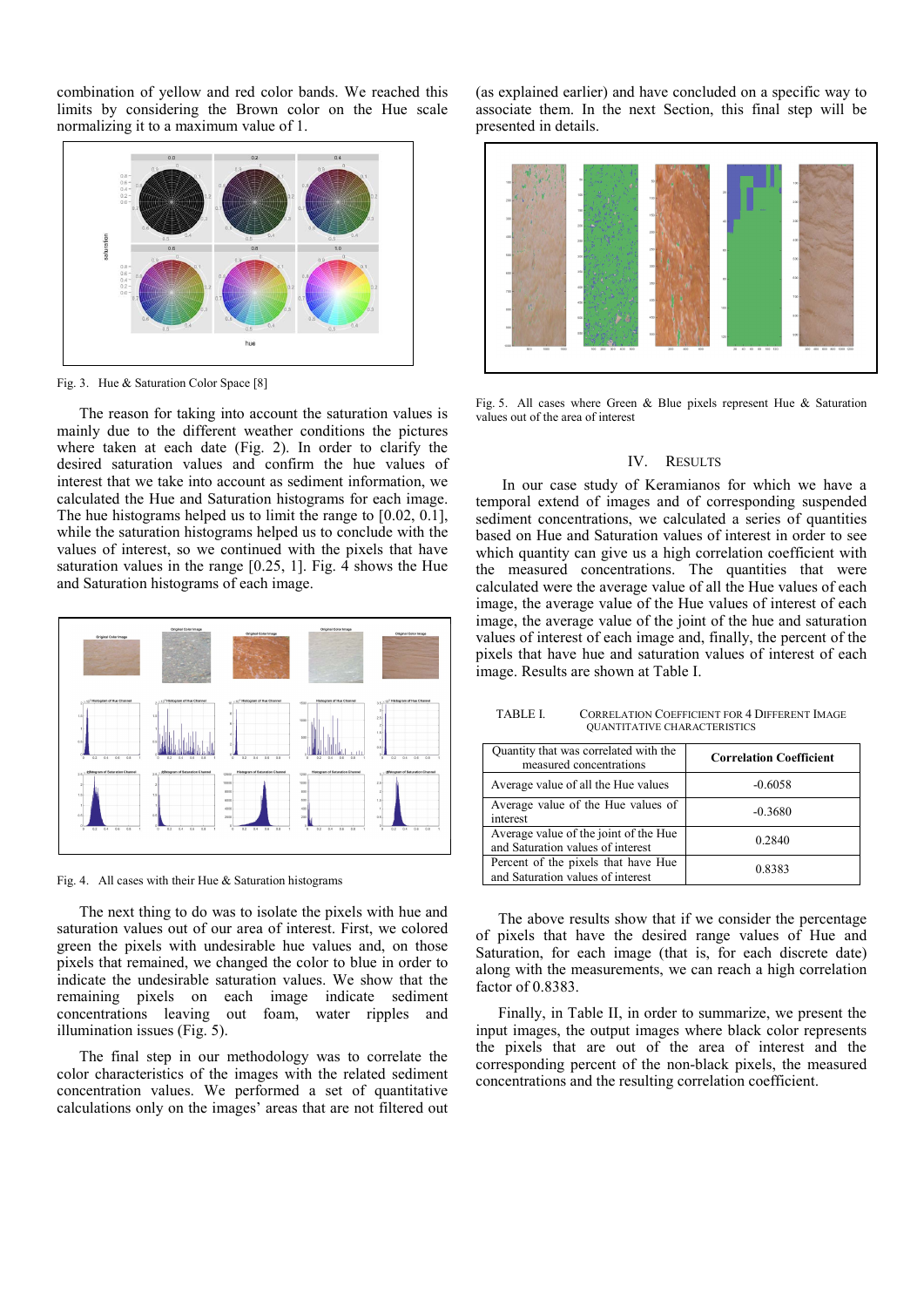combination of yellow and red color bands. We reached this limits by considering the Brown color on the Hue scale normalizing it to a maximum value of 1.

Fig. 3. Hue & Saturation Color Space [8]

The reason for taking into account the saturation values is mainly due to the different weather conditions the pictures where taken at each date (Fig. 2). In order to clarify the desired saturation values and confirm the hue values of interest that we take into account as sediment information, we calculated the Hue and Saturation histograms for each image. The hue histograms helped us to limit the range to [0.02, 0.1], while the saturation histograms helped us to conclude with the values of interest, so we continued with the pixels that have saturation values in the range [0.25, 1]. Fig. 4 shows the Hue and Saturation histograms of each image.

Fig. 4. All cases with their Hue & Saturation histograms

The next thing to do was to isolate the pixels with hue and saturation values out of our area of interest. First, we colored green the pixels with undesirable hue values and, on those pixels that remained, we changed the color to blue in order to indicate the undesirable saturation values. We show that the remaining pixels on each image indicate sediment concentrations leaving out foam, water ripples and illumination issues (Fig. 5).

The final step in our methodology was to correlate the color characteristics of the images with the related sediment concentration values. We performed a set of quantitative calculations only on the images' areas that are not filtered out (as explained earlier) and have concluded on a specific way to associate them. In the next Section, this final step will be presented in details.

Fig. 5. All cases where Green & Blue pixels represent Hue & Saturation values out of the area of interest

## IV. Results

In our case study of Keramianos for which we have a temporal extend of images and of corresponding suspended sediment concentrations, we calculated a series of quantities based on Hue and Saturation values of interest in order to see which quantity can give us a high correlation coefficient with the measured concentrations. The quantities that were calculated were the average value of all the Hue values of each image, the average value of the Hue values of interest of each image, the average value of the joint of the hue and saturation values of interest of each image and, finally, the percent of the pixels that have hue and saturation values of interest of each image. Results are shown at Table I.

TABLE I. Correlation Coefficient for 4 Different Image Quantitative Characteristics

| Quantity that was correlated with the measured concentrations | **Correlation Coefficient** |
|---|---|
| Average value of all the Hue values | -0.6058 |
| Average value of the Hue values of interest | -0.3680 |
| Average value of the joint of the Hue and Saturation values of interest | 0.2840 |
| Percent of the pixels that have Hue and Saturation values of interest | 0.8383 |

The above results show that if we consider the percentage of pixels that have the desired range values of Hue and Saturation, for each image (that is, for each discrete date) along with the measurements, we can reach a high correlation factor of 0.8383.

Finally, in Table II, in order to summarize, we present the input images, the output images where black color represents the pixels that are out of the area of interest and the corresponding percent of the non-black pixels, the measured concentrations and the resulting correlation coefficient.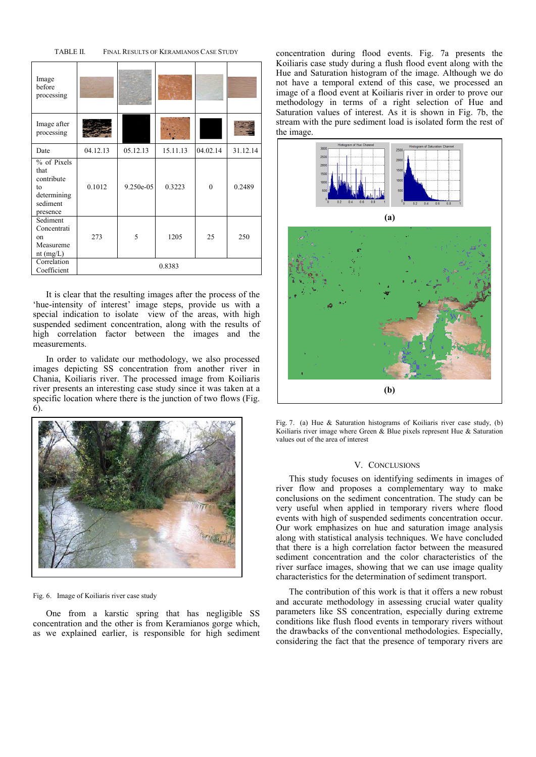TABLE II. FINAL RESULTS OF KERAMIANOS CASE STUDY

| Image before processing | | | | | |
|---|---|---|---|---|---|
| Image after processing | | | | | |
| Date | 04.12.13 | 05.12.13 | 15.11.13 | 04.02.14 | 31.12.14 |
| % of Pixels that contribute to determining sediment presence | 0.1012 | 9.250e-05 | 0.3223 | 0 | 0.2489 |
| Sediment Concentration Measurement (mg/L) | 273 | 5 | 1205 | 25 | 250 |
| Correlation Coefficient | 0.8383 | | | | |

It is clear that the resulting images after the process of the 'hue-intensity of interest' image steps, provide us with a special indication to isolate view of the areas, with high suspended sediment concentration, along with the results of high correlation factor between the images and the measurements.

In order to validate our methodology, we also processed images depicting SS concentration from another river in Chania, Koiliaris river. The processed image from Koiliaris river presents an interesting case study since it was taken at a specific location where there is the junction of two flows (Fig. 6).

Fig. 6. Image of Koiliaris river case study

One from a karstic spring that has negligible SS concentration and the other is from Keramianos gorge which, as we explained earlier, is responsible for high sediment concentration during flood events. Fig. 7a presents the Koiliaris case study during a flush flood event along with the Hue and Saturation histogram of the image. Although we do not have a temporal extend of this case, we processed an image of a flood event at Koiliaris river in order to prove our methodology in terms of a right selection of Hue and Saturation values of interest. As it is shown in Fig. 7b, the stream with the pure sediment load is isolated form the rest of the image.

Fig. 7. (a) Hue & Saturation histograms of Koiliaris river case study, (b) Koiliaris river image where Green & Blue pixels represent Hue & Saturation values out of the area of interest

## V. CONCLUSIONS

This study focuses on identifying sediments in images of river flow and proposes a complementary way to make conclusions on the sediment concentration. The study can be very useful when applied in temporary rivers where flood events with high of suspended sediments concentration occur. Our work emphasizes on hue and saturation image analysis along with statistical analysis techniques. We have concluded that there is a high correlation factor between the measured sediment concentration and the color characteristics of the river surface images, showing that we can use image quality characteristics for the determination of sediment transport.

The contribution of this work is that it offers a new robust and accurate methodology in assessing crucial water quality parameters like SS concentration, especially during extreme conditions like flush flood events in temporary rivers without the drawbacks of the conventional methodologies. Especially, considering the fact that the presence of temporary rivers are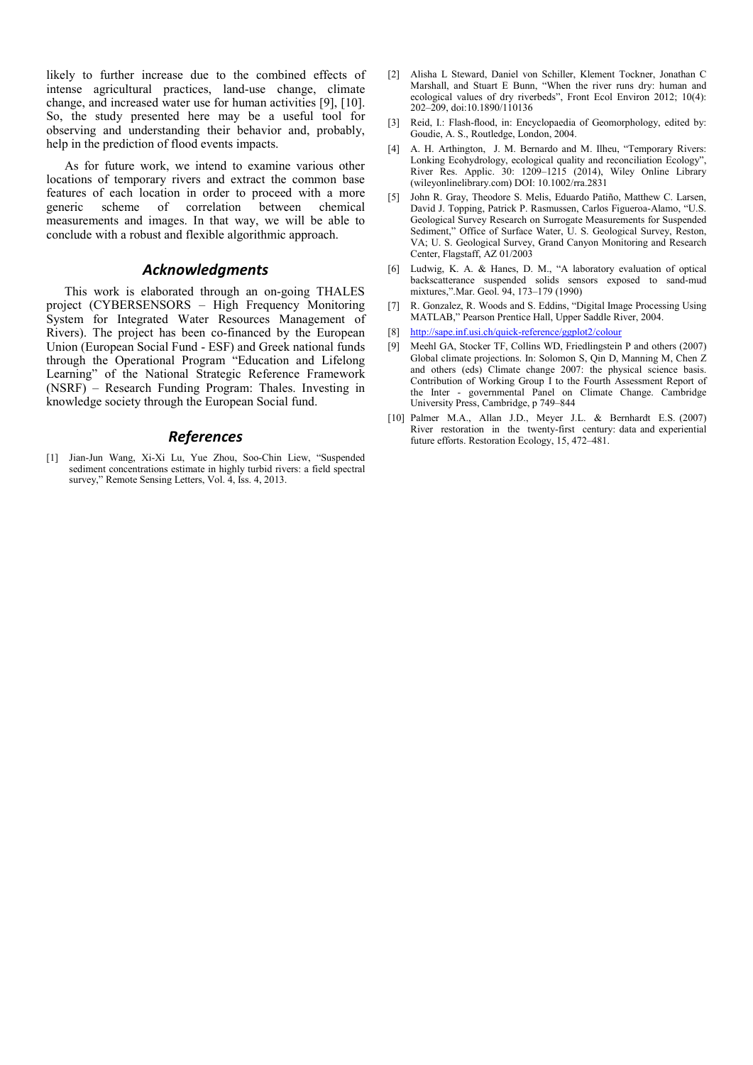likely to further increase due to the combined effects of intense agricultural practices, land-use change, climate change, and increased water use for human activities [9], [10]. So, the study presented here may be a useful tool for observing and understanding their behavior and, probably, help in the prediction of flood events impacts.

As for future work, we intend to examine various other locations of temporary rivers and extract the common base features of each location in order to proceed with a more generic scheme of correlation between chemical measurements and images. In that way, we will be able to conclude with a robust and flexible algorithmic approach.

## Acknowledgments

This work is elaborated through an on-going THALES project (CYBERSENSORS – High Frequency Monitoring System for Integrated Water Resources Management of Rivers). The project has been co-financed by the European Union (European Social Fund - ESF) and Greek national funds through the Operational Program "Education and Lifelong Learning" of the National Strategic Reference Framework (NSRF) – Research Funding Program: Thales. Investing in knowledge society through the European Social fund.

## References

[1] Jian-Jun Wang, Xi-Xi Lu, Yue Zhou, Soo-Chin Liew, "Suspended sediment concentrations estimate in highly turbid rivers: a field spectral survey," Remote Sensing Letters, Vol. 4, Iss. 4, 2013.

[2] Alisha L Steward, Daniel von Schiller, Klement Tockner, Jonathan C Marshall, and Stuart E Bunn, "When the river runs dry: human and ecological values of dry riverbeds", Front Ecol Environ 2012; 10(4): 202–209, doi:10.1890/110136

[3] Reid, I.: Flash-flood, in: Encyclopaedia of Geomorphology, edited by: Goudie, A. S., Routledge, London, 2004.

[4] A. H. Arthington, J. M. Bernardo and M. Ilheu, "Temporary Rivers: Lonking Ecohydrology, ecological quality and reconciliation Ecology", River Res. Applic. 30: 1209–1215 (2014), Wiley Online Library (wileyonlinelibrary.com) DOI: 10.1002/rra.2831

[5] John R. Gray, Theodore S. Melis, Eduardo Patiño, Matthew C. Larsen, David J. Topping, Patrick P. Rasmussen, Carlos Figueroa-Alamo, "U.S. Geological Survey Research on Surrogate Measurements for Suspended Sediment," Office of Surface Water, U. S. Geological Survey, Reston, VA; U. S. Geological Survey, Grand Canyon Monitoring and Research Center, Flagstaff, AZ 01/2003

[6] Ludwig, K. A. & Hanes, D. M., "A laboratory evaluation of optical backscatterance suspended solids sensors exposed to sand-mud mixtures,".Mar. Geol. 94, 173–179 (1990)

[7] R. Gonzalez, R. Woods and S. Eddins, "Digital Image Processing Using MATLAB," Pearson Prentice Hall, Upper Saddle River, 2004.

[8] http://sape.inf.usi.ch/quick-reference/ggplot2/colour

[9] Meehl GA, Stocker TF, Collins WD, Friedlingstein P and others (2007) Global climate projections. In: Solomon S, Qin D, Manning M, Chen Z and others (eds) Climate change 2007: the physical science basis. Contribution of Working Group I to the Fourth Assessment Report of the Inter - governmental Panel on Climate Change. Cambridge University Press, Cambridge, p 749–844

[10] Palmer M.A., Allan J.D., Meyer J.L. & Bernhardt E.S. (2007) River restoration in the twenty-first century: data and experiential future efforts. Restoration Ecology, 15, 472–481.